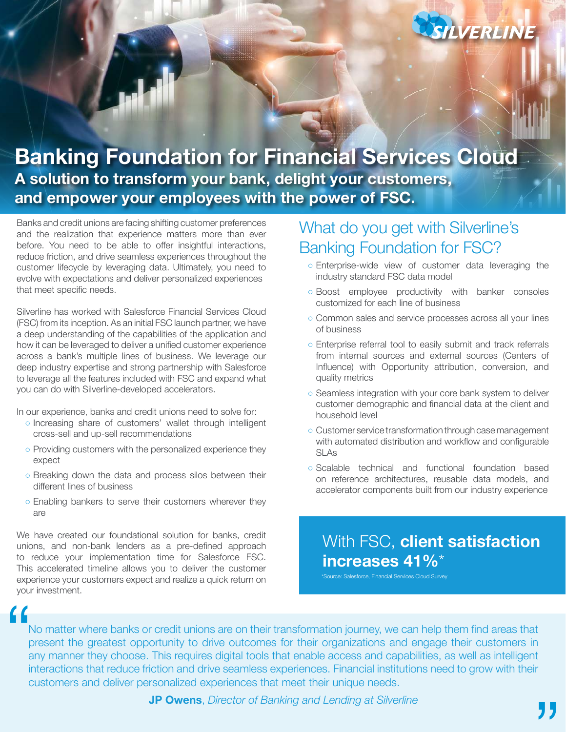SILVERLINE

# Banking Foundation for Financial Services Cloud

## A solution to transform your bank, delight your customers, and empower your employees with the power of FSC.

Banks and credit unions are facing shifting customer preferences and the realization that experience matters more than ever before. You need to be able to offer insightful interactions, reduce friction, and drive seamless experiences throughout the customer lifecycle by leveraging data. Ultimately, you need to evolve with expectations and deliver personalized experiences that meet specific needs.

Silverline has worked with Salesforce Financial Services Cloud (FSC) from its inception. As an initial FSC launch partner, we have a deep understanding of the capabilities of the application and how it can be leveraged to deliver a unified customer experience across a bank's multiple lines of business. We leverage our deep industry expertise and strong partnership with Salesforce to leverage all the features included with FSC and expand what you can do with Silverline-developed accelerators.

In our experience, banks and credit unions need to solve for:

- Increasing share of customers' wallet through intelligent cross-sell and up-sell recommendations
- Providing customers with the personalized experience they expect
- Breaking down the data and process silos between their different lines of business
- Enabling bankers to serve their customers wherever they are

We have created our foundational solution for banks, credit unions, and non-bank lenders as a pre-defined approach to reduce your implementation time for Salesforce FSC. This accelerated timeline allows you to deliver the customer experience your customers expect and realize a quick return on your investment.

## What do you get with Silverline's Banking Foundation for FSC?

- Enterprise-wide view of customer data leveraging the industry standard FSC data model
- Boost employee productivity with banker consoles customized for each line of business
- Common sales and service processes across all your lines of business
- Enterprise referral tool to easily submit and track referrals from internal sources and external sources (Centers of Influence) with Opportunity attribution, conversion, and quality metrics
- Seamless integration with your core bank system to deliver customer demographic and financial data at the client and household level
- Customer service transformation through case management with automated distribution and workflow and configurable SLAs
- Scalable technical and functional foundation based on reference architectures, reusable data models, and accelerator components built from our industry experience

With FSC, **client satisfaction increases 41%***

*Source: Salesforce, Financial Services Cloud Survey

> "No matter where banks or credit unions are on their transformation journey, we can help them find areas that present the greatest opportunity to drive outcomes for their organizations and engage their customers in any manner they choose. This requires digital tools that enable access and capabilities, as well as intelligent interactions that reduce friction and drive seamless experiences. Financial institutions need to grow with their customers and deliver personalized experiences that meet their unique needs."
>
> **JP Owens**, *Director of Banking and Lending at Silverline*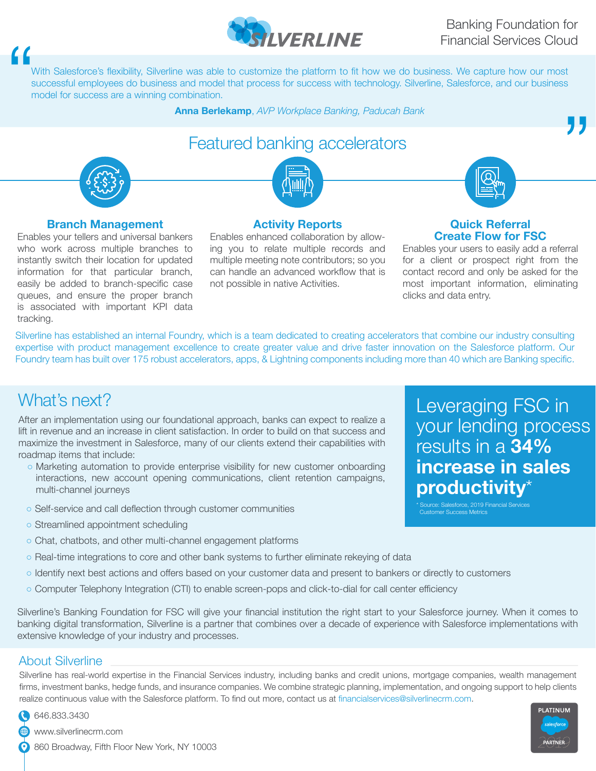SILVERLINE

Banking Foundation for Financial Services Cloud

> With Salesforce's flexibility, Silverline was able to customize the platform to fit how we do business. We capture how our most successful employees do business and model that process for success with technology. Silverline, Salesforce, and our business model for success are a winning combination.
>
> **Anna Berlekamp**, *AVP Workplace Banking, Paducah Bank*

## Featured banking accelerators

### Branch Management

Enables your tellers and universal bankers who work across multiple branches to instantly switch their location for updated information for that particular branch, easily be added to branch-specific case queues, and ensure the proper branch is associated with important KPI data tracking.

### Activity Reports

Enables enhanced collaboration by allowing you to relate multiple records and multiple meeting note contributors; so you can handle an advanced workflow that is not possible in native Activities.

### Quick Referral Create Flow for FSC

Enables your users to easily add a referral for a client or prospect right from the contact record and only be asked for the most important information, eliminating clicks and data entry.

Silverline has established an internal Foundry, which is a team dedicated to creating accelerators that combine our industry consulting expertise with product management excellence to create greater value and drive innovation on the Salesforce platform. Our Foundry team has built over 175 robust accelerators, apps, & Lightning components including more than 40 which are Banking specific.

## What's next?

After an implementation using our foundational approach, banks can expect to realize a lift in revenue and an increase in client satisfaction. In order to build on that success and maximize the investment in Salesforce, many of our clients extend their capabilities with roadmap items that include:

- Marketing automation to provide enterprise visibility for new customer onboarding interactions, new account opening communications, client retention campaigns, multi-channel journeys
- Self-service and call deflection through customer communities
- Streamlined appointment scheduling
- Chat, chatbots, and other multi-channel engagement platforms
- Real-time integrations to core and other bank systems to further eliminate rekeying of data
- Identify next best actions and offers based on your customer data and present to bankers or directly to customers
- Computer Telephony Integration (CTI) to enable screen-pops and click-to-dial for call center efficiency

Leveraging FSC in your lending process results in a **34% increase in sales productivity***

\* Source: Salesforce, 2019 Financial Services Customer Success Metrics

Silverline's Banking Foundation for FSC will give your financial institution the right start to your Salesforce journey. When it comes to banking digital transformation, Silverline is a partner that combines over a decade of experience with Salesforce implementations with extensive knowledge of your industry and processes.

## About Silverline

Silverline has real-world expertise in the Financial Services industry, including banks and credit unions, mortgage companies, wealth management firms, investment banks, hedge funds, and insurance companies. We combine strategic planning, implementation, and ongoing support to help clients realize continuous value with the Salesforce platform. To find out more, contact us at financialservices@silverlinecrm.com.

646.833.3430

www.silverlinecrm.com

860 Broadway, Fifth Floor New York, NY 10003

PLATINUM salesforce PARTNER 2019